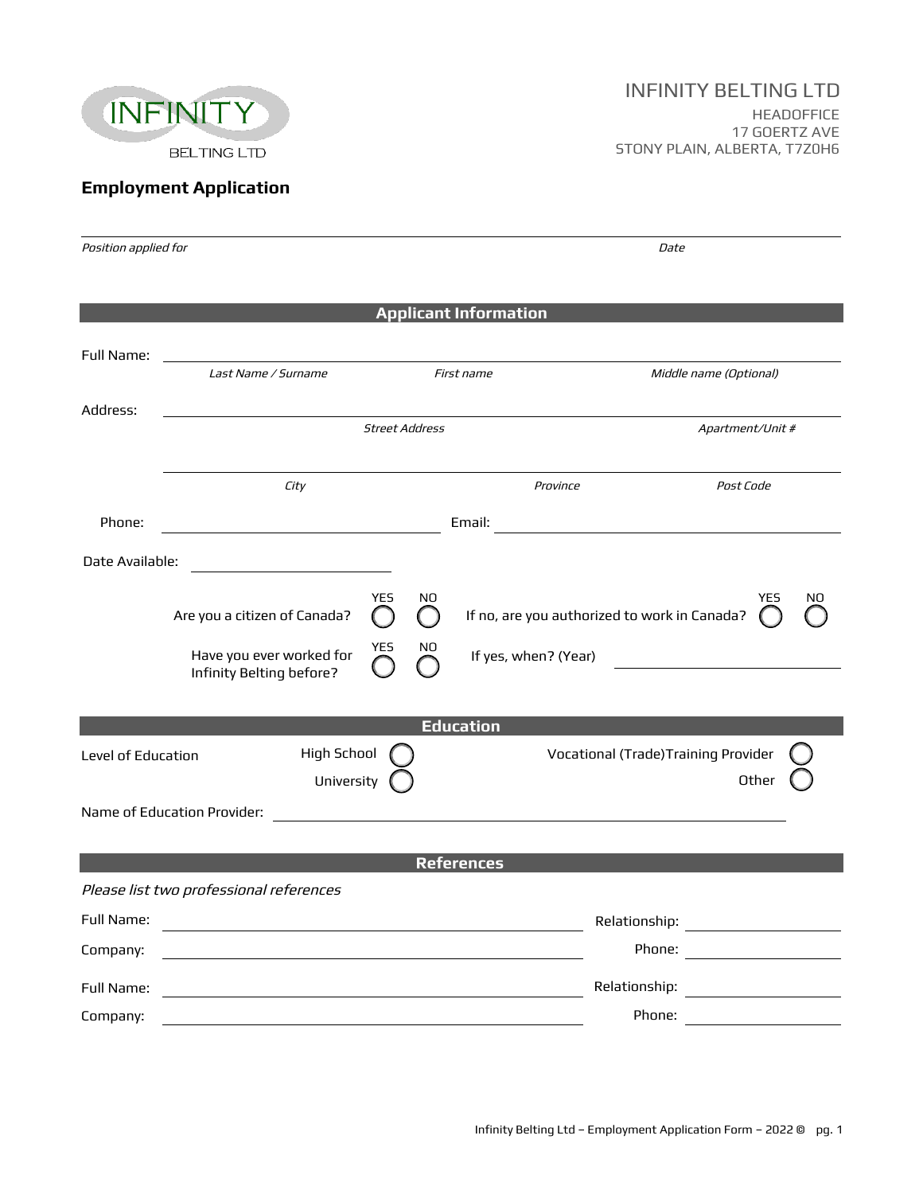INFINITY BELTING LTD

# INFINITY BELTING LTD

HEADOFFICE
17 GOERTZ AVE
STONY PLAIN, ALBERTA, T7Z0H6

## Employment Application

*Position applied for* ______________________ *Date* __________

### Applicant Information

Full Name: ______________________________________________
*Last Name / Surname* *First name* *Middle name (Optional)*

Address: ______________________________________________
*Street Address* *Apartment/Unit #*

______________________________________________
*City* *Province* *Post Code*

Phone: ____________________ Email: ____________________

Date Available: ____________________

Are you a citizen of Canada? YES ◯ NO ◯ If no, are you authorized to work in Canada? YES ◯ NO ◯

Have you ever worked for Infinity Belting before? YES ◯ NO ◯ If yes, when? (Year) ____________________

### Education

Level of Education

- High School ◯
- University ◯
- Vocational (Trade)Training Provider ◯
- Other ◯

Name of Education Provider: ______________________________________________

### References

*Please list two professional references*

Full Name: ______________________________ Relationship: ____________________
Company: ______________________________ Phone: ____________________

Full Name: ______________________________ Relationship: ____________________
Company: ______________________________ Phone: ____________________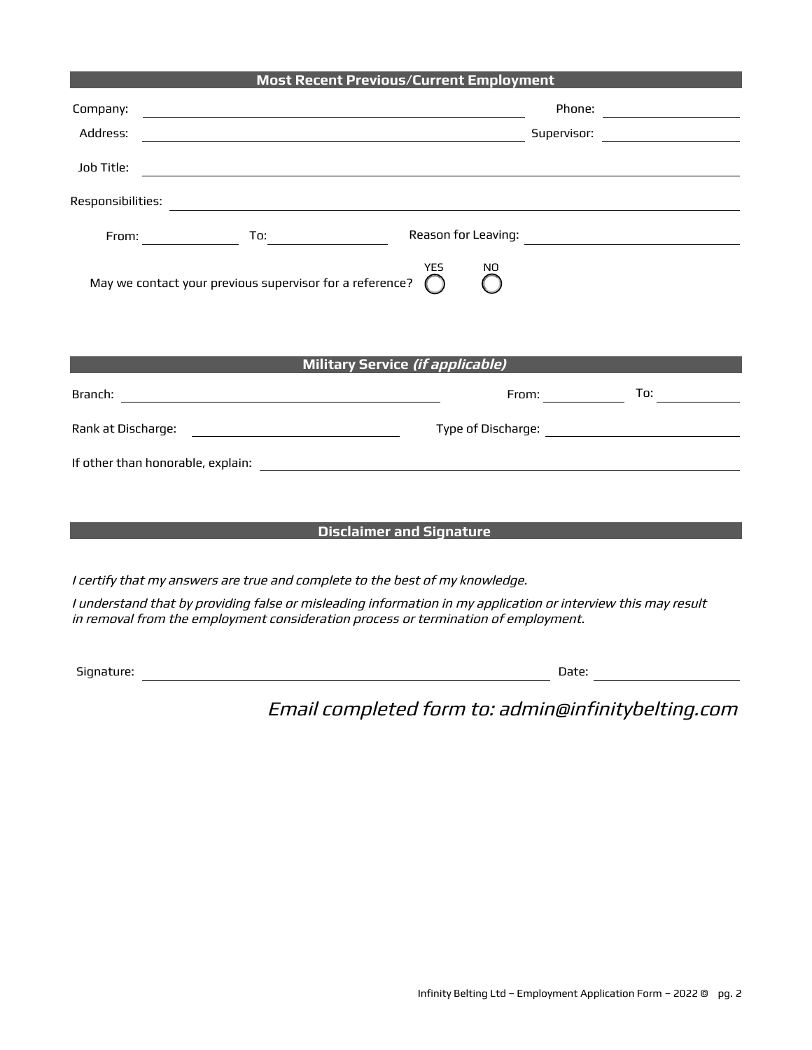## Most Recent Previous/Current Employment

Company: ______________________________ Phone: ______________

Address: ______________________________ Supervisor: ______________

Job Title: ______________________________

Responsibilities: ______________________________

From: __________ To: __________ Reason for Leaving: ______________

May we contact your previous supervisor for a reference? YES ◯ NO ◯

## Military Service *(if applicable)*

Branch: ______________________________ From: __________ To: __________

Rank at Discharge: ______________ Type of Discharge: ______________

If other than honorable, explain: ______________________________

## Disclaimer and Signature

*I certify that my answers are true and complete to the best of my knowledge.*

*I understand that by providing false or misleading information in my application or interview this may result in removal from the employment consideration process or termination of employment.*

Signature: ______________________________ Date: ______________

*Email completed form to: admin@infinitybelting.com*

Infinity Belting Ltd – Employment Application Form – 2022 ©